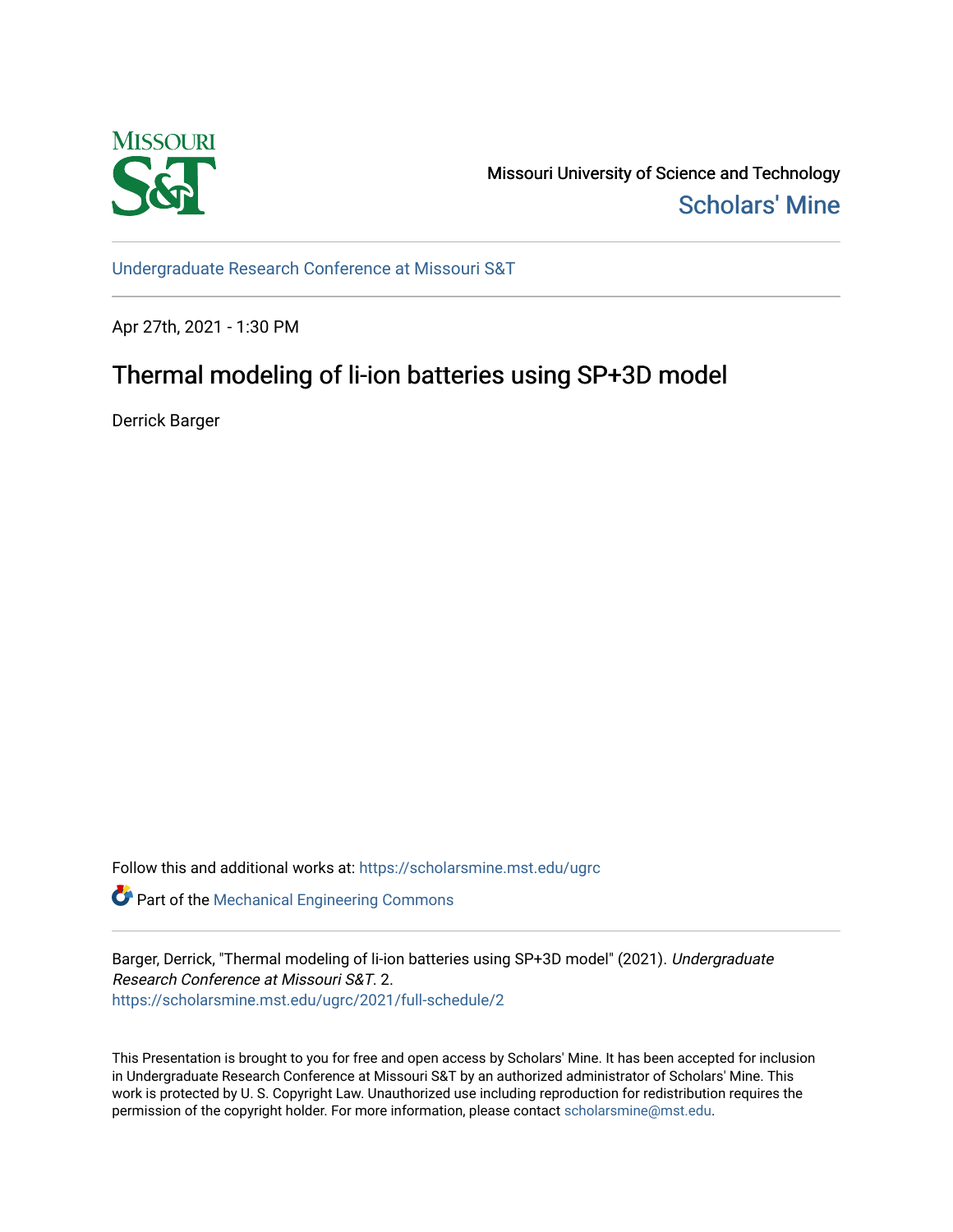Missouri University of Science and Technology

Scholars' Mine

Undergraduate Research Conference at Missouri S&T

Apr 27th, 2021 - 1:30 PM

# Thermal modeling of li-ion batteries using SP+3D model

Derrick Barger

Follow this and additional works at: https://scholarsmine.mst.edu/ugrc

Part of the Mechanical Engineering Commons

Barger, Derrick, "Thermal modeling of li-ion batteries using SP+3D model" (2021). *Undergraduate Research Conference at Missouri S&T*. 2.
https://scholarsmine.mst.edu/ugrc/2021/full-schedule/2

This Presentation is brought to you for free and open access by Scholars' Mine. It has been accepted for inclusion in Undergraduate Research Conference at Missouri S&T by an authorized administrator of Scholars' Mine. This work is protected by U. S. Copyright Law. Unauthorized use including reproduction for redistribution requires the permission of the copyright holder. For more information, please contact scholarsmine@mst.edu.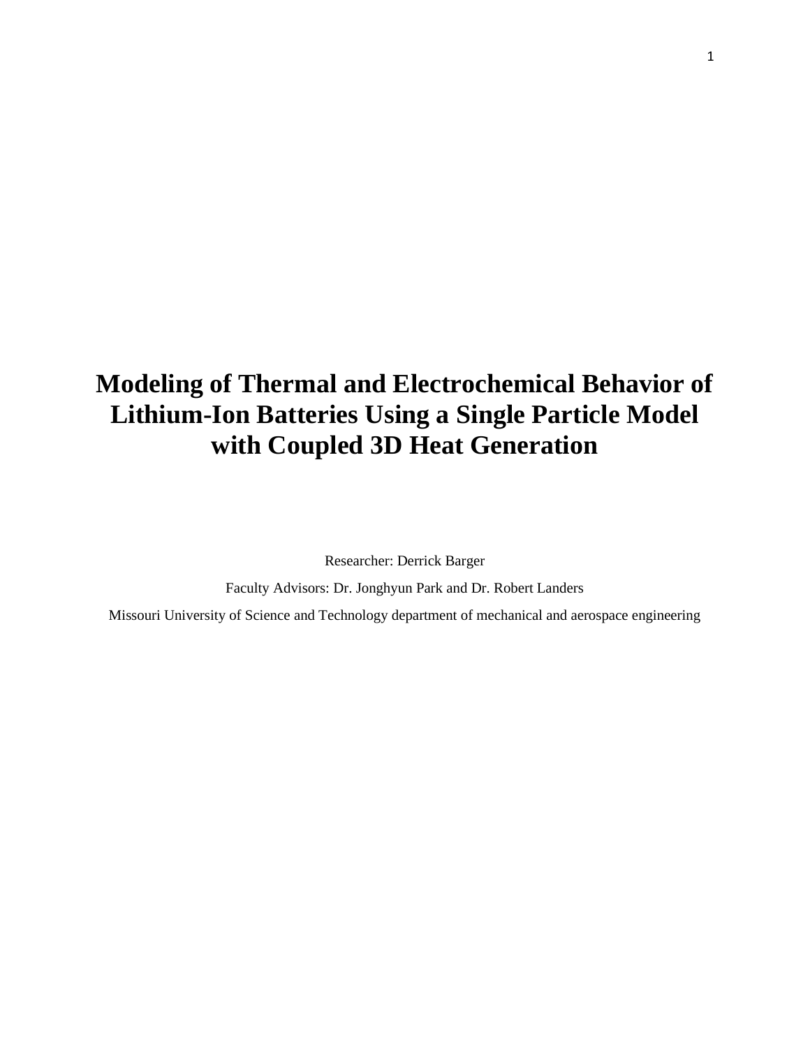# Modeling of Thermal and Electrochemical Behavior of Lithium-Ion Batteries Using a Single Particle Model with Coupled 3D Heat Generation

Researcher: Derrick Barger

Faculty Advisors: Dr. Jonghyun Park and Dr. Robert Landers

Missouri University of Science and Technology department of mechanical and aerospace engineering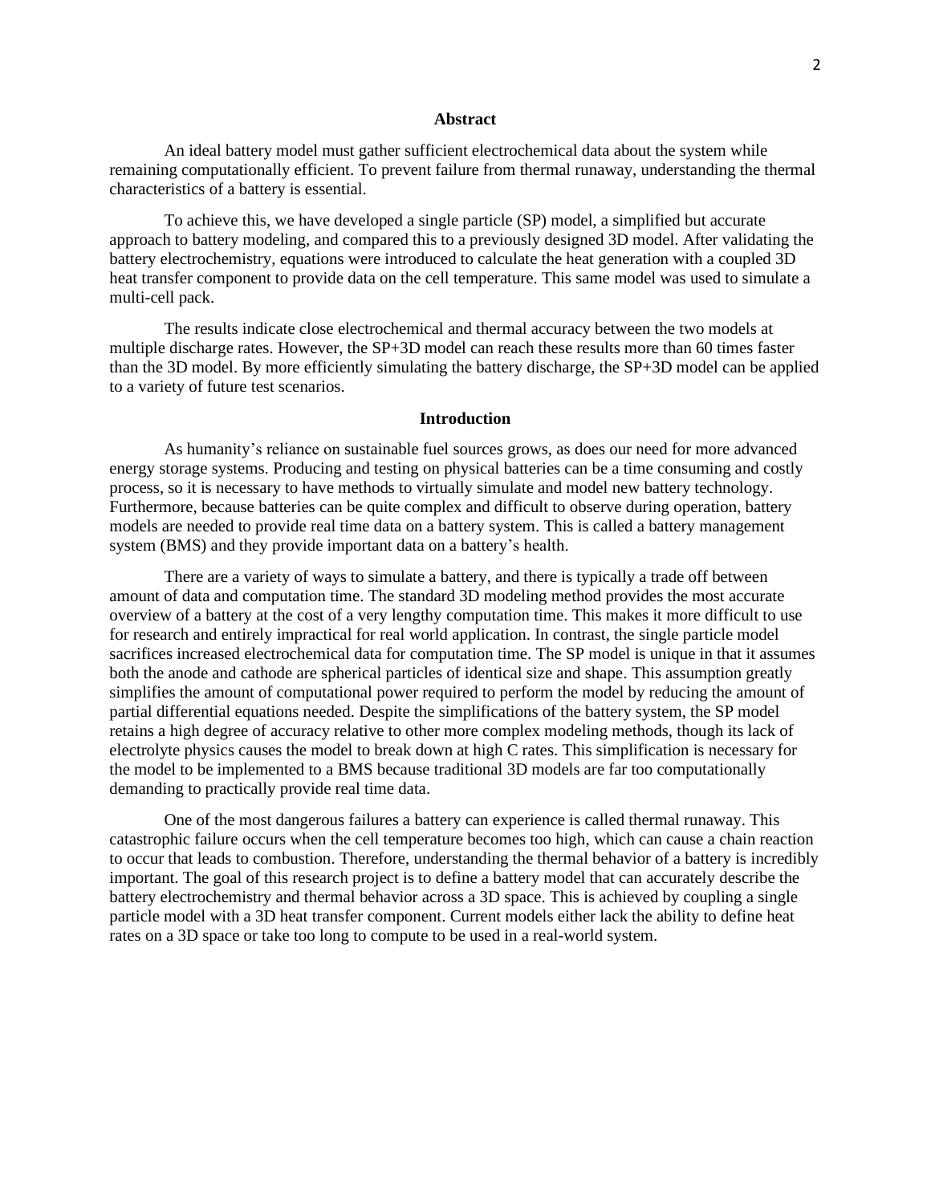## Abstract

An ideal battery model must gather sufficient electrochemical data about the system while remaining computationally efficient. To prevent failure from thermal runaway, understanding the thermal characteristics of a battery is essential.

To achieve this, we have developed a single particle (SP) model, a simplified but accurate approach to battery modeling, and compared this to a previously designed 3D model. After validating the battery electrochemistry, equations were introduced to calculate the heat generation with a coupled 3D heat transfer component to provide data on the cell temperature. This same model was used to simulate a multi-cell pack.

The results indicate close electrochemical and thermal accuracy between the two models at multiple discharge rates. However, the SP+3D model can reach these results more than 60 times faster than the 3D model. By more efficiently simulating the battery discharge, the SP+3D model can be applied to a variety of future test scenarios.

## Introduction

As humanity's reliance on sustainable fuel sources grows, as does our need for more advanced energy storage systems. Producing and testing on physical batteries can be a time consuming and costly process, so it is necessary to have methods to virtually simulate and model new battery technology. Furthermore, because batteries can be quite complex and difficult to observe during operation, battery models are needed to provide real time data on a battery system. This is called a battery management system (BMS) and they provide important data on a battery's health.

There are a variety of ways to simulate a battery, and there is typically a trade off between amount of data and computation time. The standard 3D modeling method provides the most accurate overview of a battery at the cost of a very lengthy computation time. This makes it more difficult to use for research and entirely impractical for real world application. In contrast, the single particle model sacrifices increased electrochemical data for computation time. The SP model is unique in that it assumes both the anode and cathode are spherical particles of identical size and shape. This assumption greatly simplifies the amount of computational power required to perform the model by reducing the amount of partial differential equations needed. Despite the simplifications of the battery system, the SP model retains a high degree of accuracy relative to other more complex modeling methods, though its lack of electrolyte physics causes the model to break down at high C rates. This simplification is necessary for the model to be implemented to a BMS because traditional 3D models are far too computationally demanding to practically provide real time data.

One of the most dangerous failures a battery can experience is called thermal runaway. This catastrophic failure occurs when the cell temperature becomes too high, which can cause a chain reaction to occur that leads to combustion. Therefore, understanding the thermal behavior of a battery is incredibly important. The goal of this research project is to define a battery model that can accurately describe the battery electrochemistry and thermal behavior across a 3D space. This is achieved by coupling a single particle model with a 3D heat transfer component. Current models either lack the ability to define heat rates on a 3D space or take too long to compute to be used in a real-world system.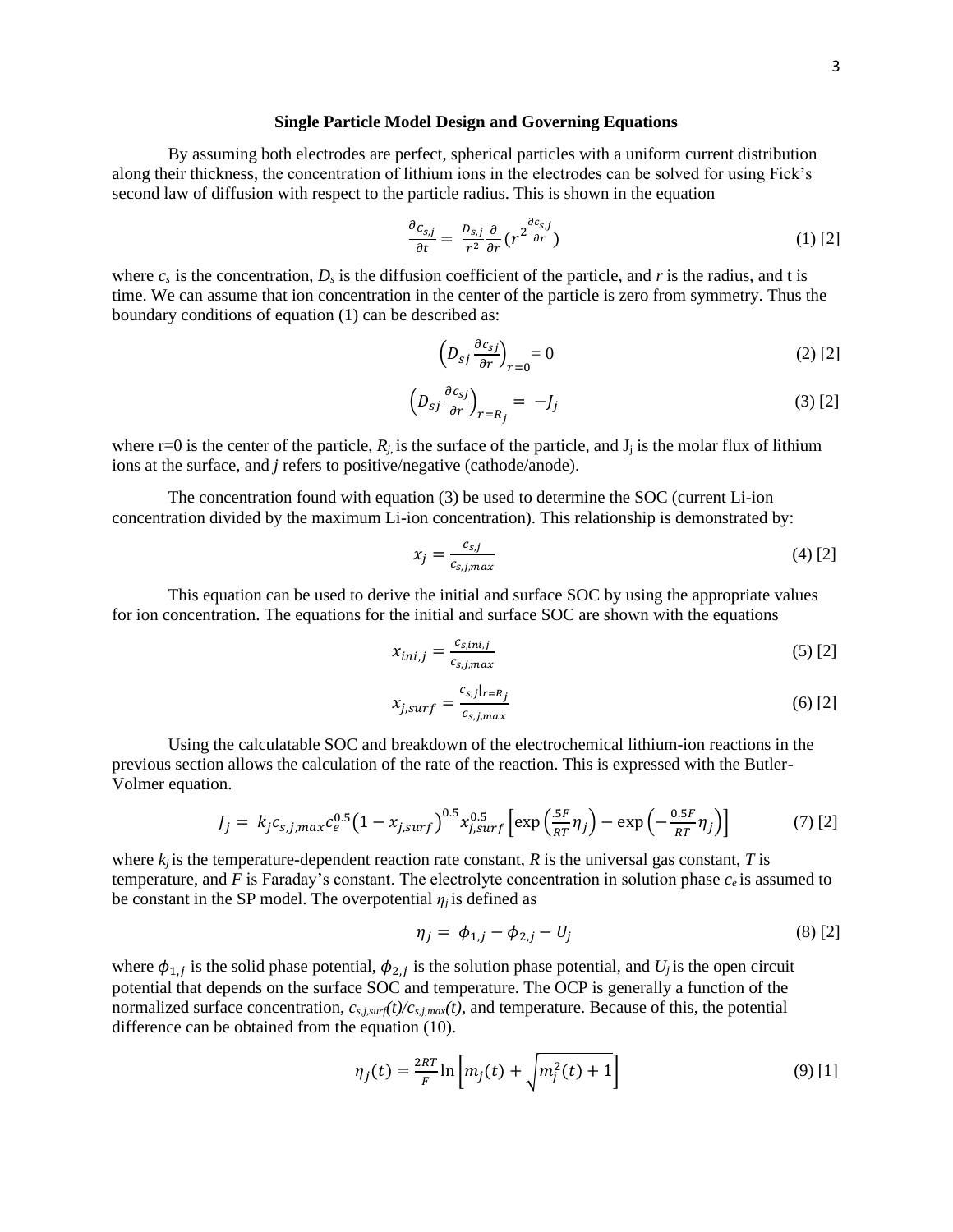### Single Particle Model Design and Governing Equations

By assuming both electrodes are perfect, spherical particles with a uniform current distribution along their thickness, the concentration of lithium ions in the electrodes can be solved for using Fick's second law of diffusion with respect to the particle radius. This is shown in the equation

$$\frac{\partial c_{s,j}}{\partial t} = \frac{D_{s,j}}{r^2}\frac{\partial}{\partial r}\left(r^{2\frac{\partial c_{s,j}}{\partial r}}\right) \quad (1)\ [2]$$

where $c_s$ is the concentration, $D_s$ is the diffusion coefficient of the particle, and $r$ is the radius, and t is time. We can assume that ion concentration in the center of the particle is zero from symmetry. Thus the boundary conditions of equation (1) can be described as:

$$\left(D_{sj}\frac{\partial c_{sj}}{\partial r}\right)_{r=0} = 0 \quad (2)\ [2]$$

$$\left(D_{sj}\frac{\partial c_{sj}}{\partial r}\right)_{r=R_j} = -J_j \quad (3)\ [2]$$

where r=0 is the center of the particle, $R_j$, is the surface of the particle, and $J_j$ is the molar flux of lithium ions at the surface, and $j$ refers to positive/negative (cathode/anode).

The concentration found with equation (3) be used to determine the SOC (current Li-ion concentration divided by the maximum Li-ion concentration). This relationship is demonstrated by:

$$x_j = \frac{c_{s,j}}{c_{s,j,max}} \quad (4)\ [2]$$

This equation can be used to derive the initial and surface SOC by using the appropriate values for ion concentration. The equations for the initial and surface SOC are shown with the equations

$$x_{ini,j} = \frac{c_{s,ini,j}}{c_{s,j,max}} \quad (5)\ [2]$$

$$x_{j,surf} = \frac{c_{s,j}|_{r=R_j}}{c_{s,j,max}} \quad (6)\ [2]$$

Using the calculatable SOC and breakdown of the electrochemical lithium-ion reactions in the previous section allows the calculation of the rate of the reaction. This is expressed with the Butler-Volmer equation.

$$J_j = k_j c_{s,j,max} c_e^{0.5}\left(1 - x_{j,surf}\right)^{0.5} x_{j,surf}^{0.5}\left[\exp\left(\frac{.5F}{RT}\eta_j\right) - \exp\left(-\frac{0.5F}{RT}\eta_j\right)\right] \quad (7)\ [2]$$

where $k_j$ is the temperature-dependent reaction rate constant, $R$ is the universal gas constant, $T$ is temperature, and $F$ is Faraday's constant. The electrolyte concentration in solution phase $c_e$ is assumed to be constant in the SP model. The overpotential $\eta_j$ is defined as

$$\eta_j = \phi_{1,j} - \phi_{2,j} - U_j \quad (8)\ [2]$$

where $\phi_{1,j}$ is the solid phase potential, $\phi_{2,j}$ is the solution phase potential, and $U_j$ is the open circuit potential that depends on the surface SOC and temperature. The OCP is generally a function of the normalized surface concentration, $c_{s,j,surf}(t)/c_{s,j,max}(t)$, and temperature. Because of this, the potential difference can be obtained from the equation (10).

$$\eta_j(t) = \frac{2RT}{F}\ln\left[m_j(t) + \sqrt{m_j^2(t) + 1}\right] \quad (9)\ [1]$$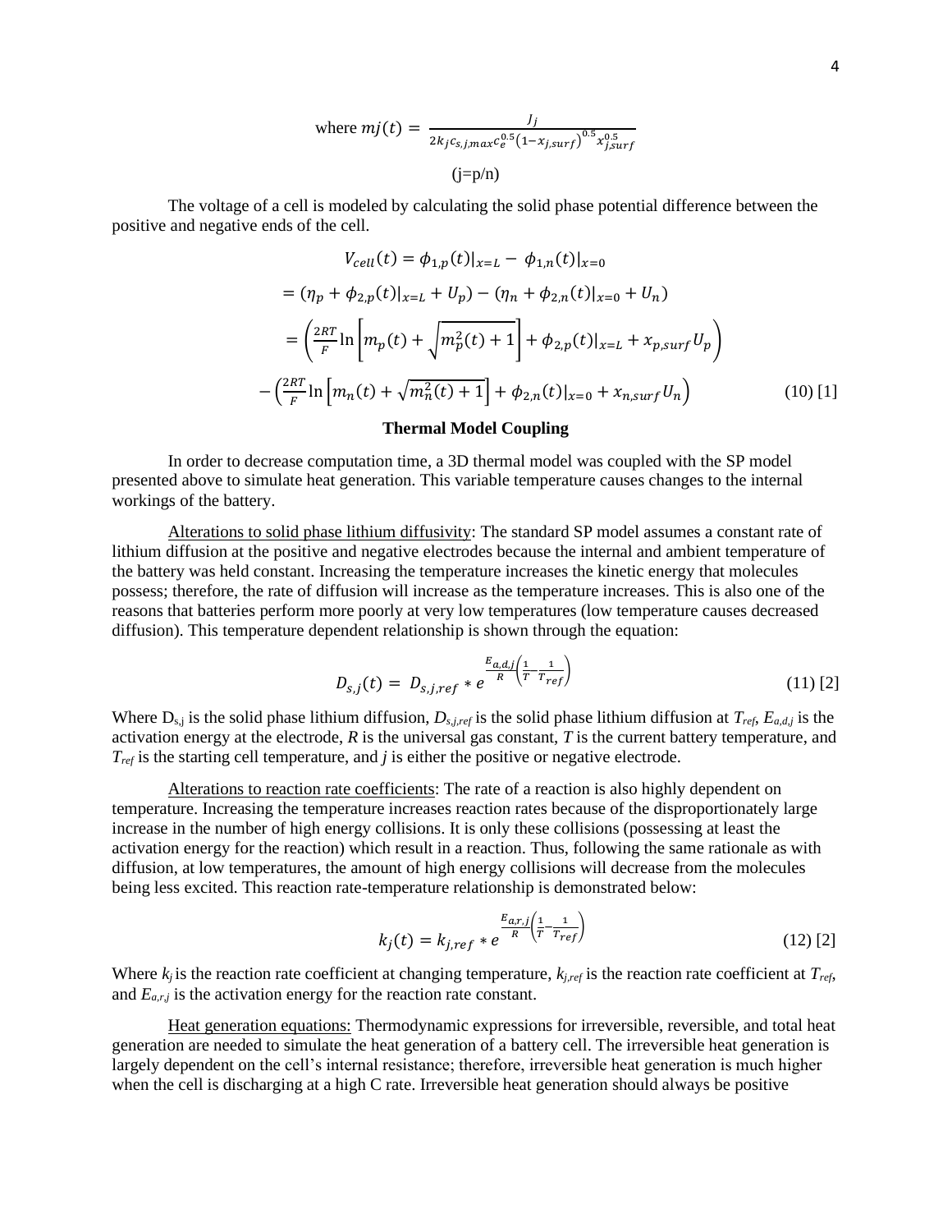$$\text{where } mj(t) = \frac{J_j}{2k_j c_{s,j,max} c_e^{0.5} \left(1 - x_{j,surf}\right)^{0.5} x_{j,surf}^{0.5}}$$

(j=p/n)

The voltage of a cell is modeled by calculating the solid phase potential difference between the positive and negative ends of the cell.

$$V_{cell}(t) = \phi_{1,p}(t)|_{x=L} - \phi_{1,n}(t)|_{x=0}$$

$$= (\eta_p + \phi_{2,p}(t)|_{x=L} + U_p) - (\eta_n + \phi_{2,n}(t)|_{x=0} + U_n)$$

$$= \left(\frac{2RT}{F}\ln\left[m_p(t) + \sqrt{m_p^2(t) + 1}\right] + \phi_{2,p}(t)|_{x=L} + x_{p,surf}U_p\right)$$

$$-\left(\frac{2RT}{F}\ln\left[m_n(t) + \sqrt{m_n^2(t) + 1}\right] + \phi_{2,n}(t)|_{x=0} + x_{n,surf}U_n\right) \tag{10 [1]}$$

**Thermal Model Coupling**

In order to decrease computation time, a 3D thermal model was coupled with the SP model presented above to simulate heat generation. This variable temperature causes changes to the internal workings of the battery.

Alterations to solid phase lithium diffusivity: The standard SP model assumes a constant rate of lithium diffusion at the positive and negative electrodes because the internal and ambient temperature of the battery was held constant. Increasing the temperature increases the kinetic energy that molecules possess; therefore, the rate of diffusion will increase as the temperature increases. This is also one of the reasons that batteries perform more poorly at very low temperatures (low temperature causes decreased diffusion). This temperature dependent relationship is shown through the equation:

$$D_{s,j}(t) = D_{s,j,ref} * e^{\frac{E_{a,d,j}}{R}\left(\frac{1}{T} - \frac{1}{T_{ref}}\right)} \tag{11 [2]}$$

Where $D_{s,j}$ is the solid phase lithium diffusion, $D_{s,j,ref}$ is the solid phase lithium diffusion at $T_{ref}$, $E_{a,d,j}$ is the activation energy at the electrode, $R$ is the universal gas constant, $T$ is the current battery temperature, and $T_{ref}$ is the starting cell temperature, and $j$ is either the positive or negative electrode.

Alterations to reaction rate coefficients: The rate of a reaction is also highly dependent on temperature. Increasing the temperature increases reaction rates because of the disproportionately large increase in the number of high energy collisions. It is only these collisions (possessing at least the activation energy for the reaction) which result in a reaction. Thus, following the same rationale as with diffusion, at low temperatures, the amount of high energy collisions will decrease from the molecules being less excited. This reaction rate-temperature relationship is demonstrated below:

$$k_j(t) = k_{j,ref} * e^{\frac{E_{a,r,j}}{R}\left(\frac{1}{T} - \frac{1}{T_{ref}}\right)} \tag{12 [2]}$$

Where $k_j$ is the reaction rate coefficient at changing temperature, $k_{j,ref}$ is the reaction rate coefficient at $T_{ref}$, and $E_{a,r,j}$ is the activation energy for the reaction rate constant.

Heat generation equations: Thermodynamic expressions for irreversible, reversible, and total heat generation are needed to simulate the heat generation of a battery cell. The irreversible heat generation is largely dependent on the cell's internal resistance; therefore, irreversible heat generation is much higher when the cell is discharging at a high C rate. Irreversible heat generation should always be positive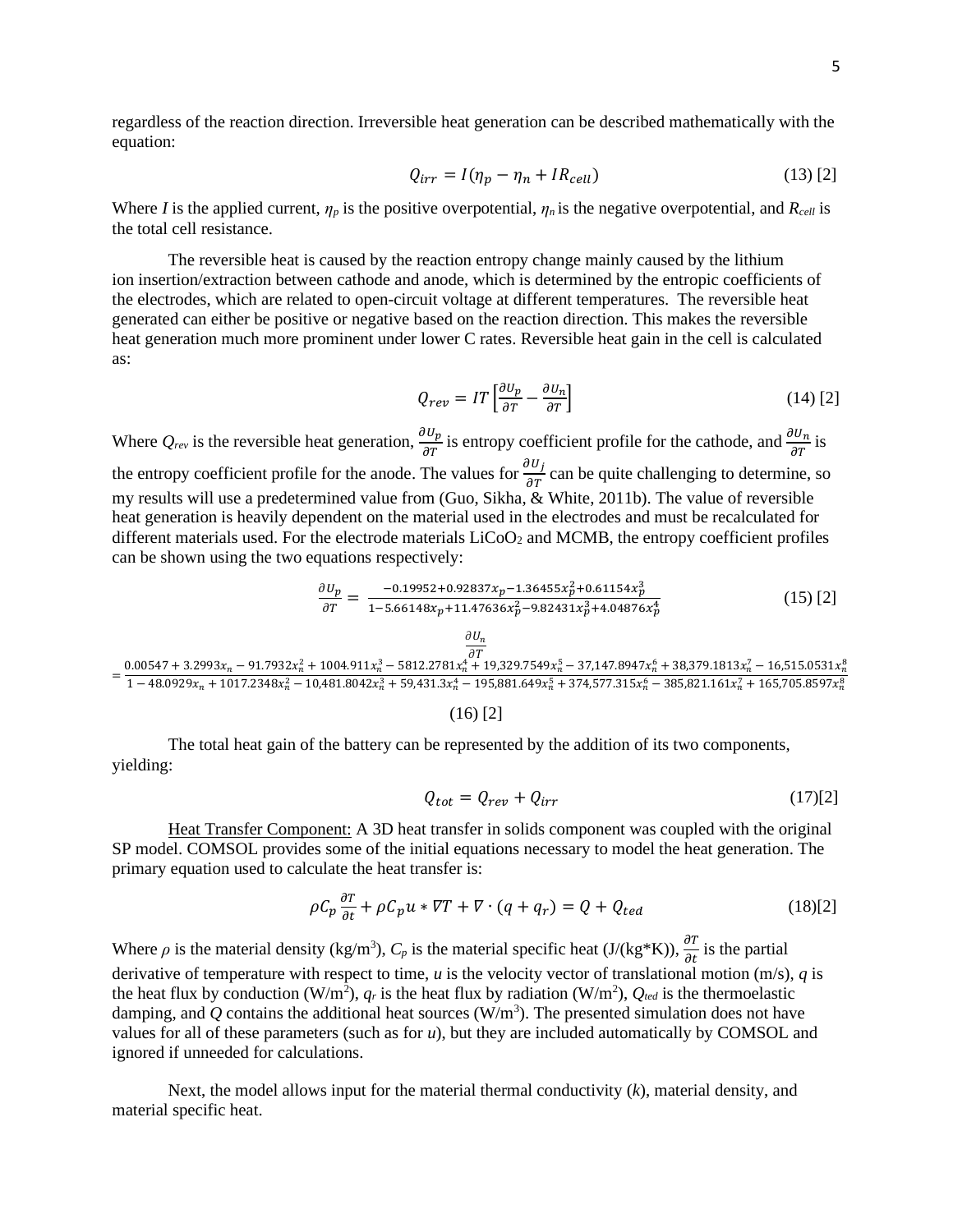regardless of the reaction direction. Irreversible heat generation can be described mathematically with the equation:

$$Q_{irr} = I(\eta_p - \eta_n + IR_{cell}) \qquad (13)\ [2]$$

Where *I* is the applied current, $\eta_p$ is the positive overpotential, $\eta_n$ is the negative overpotential, and $R_{cell}$ is the total cell resistance.

The reversible heat is caused by the reaction entropy change mainly caused by the lithium ion insertion/extraction between cathode and anode, which is determined by the entropic coefficients of the electrodes, which are related to open-circuit voltage at different temperatures. The reversible heat generated can either be positive or negative based on the reaction direction. This makes the reversible heat generation much more prominent under lower C rates. Reversible heat gain in the cell is calculated as:

$$Q_{rev} = IT\left[\frac{\partial U_p}{\partial T} - \frac{\partial U_n}{\partial T}\right] \qquad (14)\ [2]$$

Where $Q_{rev}$ is the reversible heat generation, $\frac{\partial U_p}{\partial T}$ is entropy coefficient profile for the cathode, and $\frac{\partial U_n}{\partial T}$ is the entropy coefficient profile for the anode. The values for $\frac{\partial U_j}{\partial T}$ can be quite challenging to determine, so my results will use a predetermined value from (Guo, Sikha, & White, 2011b). The value of reversible heat generation is heavily dependent on the material used in the electrodes and must be recalculated for different materials used. For the electrode materials $LiCoO_2$ and MCMB, the entropy coefficient profiles can be shown using the two equations respectively:

$$\frac{\partial U_p}{\partial T} = \frac{-0.19952 + 0.92837x_p - 1.36455x_p^2 + 0.61154x_p^3}{1 - 5.66148x_p + 11.47636x_p^2 - 9.82431x_p^3 + 4.04876x_p^4} \qquad (15)\ [2]$$

$$\frac{\partial U_n}{\partial T} = \frac{0.00547 + 3.2993x_n - 91.7932x_n^2 + 1004.911x_n^3 - 5812.2781x_n^4 + 19{,}329.7549x_n^5 - 37{,}147.8947x_n^6 + 38{,}379.1813x_n^7 - 16{,}515.0531x_n^8}{1 - 48.0929x_n + 1017.2348x_n^2 - 10{,}481.8042x_n^3 + 59{,}431.3x_n^4 - 195{,}881.649x_n^5 + 374{,}577.315x_n^6 - 385{,}821.161x_n^7 + 165{,}705.8597x_n^8}$$

(16) [2]

The total heat gain of the battery can be represented by the addition of its two components, yielding:

$$Q_{tot} = Q_{rev} + Q_{irr} \qquad (17)[2]$$

Heat Transfer Component: A 3D heat transfer in solids component was coupled with the original SP model. COMSOL provides some of the initial equations necessary to model the heat generation. The primary equation used to calculate the heat transfer is:

$$\rho C_p \frac{\partial T}{\partial t} + \rho C_p u * \nabla T + \nabla \cdot (q + q_r) = Q + Q_{ted} \qquad (18)[2]$$

Where $\rho$ is the material density (kg/m$^3$), $C_p$ is the material specific heat (J/(kg*K)), $\frac{\partial T}{\partial t}$ is the partial derivative of temperature with respect to time, *u* is the velocity vector of translational motion (m/s), *q* is the heat flux by conduction (W/m$^2$), $q_r$ is the heat flux by radiation (W/m$^2$), $Q_{ted}$ is the thermoelastic damping, and *Q* contains the additional heat sources (W/m$^3$). The presented simulation does not have values for all of these parameters (such as for *u*), but they are included automatically by COMSOL and ignored if unneeded for calculations.

Next, the model allows input for the material thermal conductivity (*k*), material density, and material specific heat.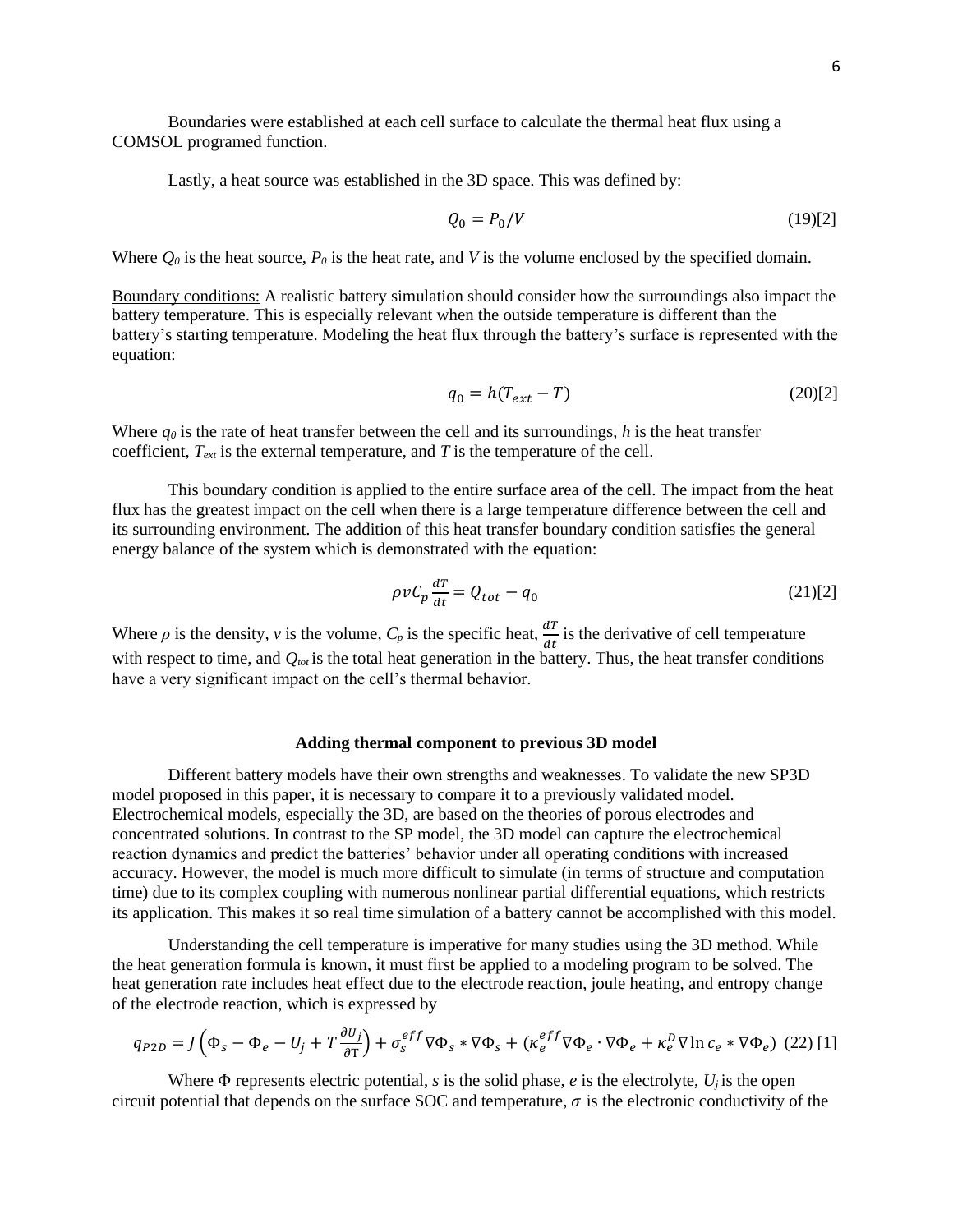Boundaries were established at each cell surface to calculate the thermal heat flux using a COMSOL programed function.

Lastly, a heat source was established in the 3D space. This was defined by:

$$Q_0 = P_0/V \tag{19}[2]$$

Where $Q_0$ is the heat source, $P_0$ is the heat rate, and $V$ is the volume enclosed by the specified domain.

Boundary conditions: A realistic battery simulation should consider how the surroundings also impact the battery temperature. This is especially relevant when the outside temperature is different than the battery's starting temperature. Modeling the heat flux through the battery's surface is represented with the equation:

$$q_0 = h(T_{ext} - T) \tag{20}[2]$$

Where $q_0$ is the rate of heat transfer between the cell and its surroundings, $h$ is the heat transfer coefficient, $T_{ext}$ is the external temperature, and $T$ is the temperature of the cell.

This boundary condition is applied to the entire surface area of the cell. The impact from the heat flux has the greatest impact on the cell when there is a large temperature difference between the cell and its surrounding environment. The addition of this heat transfer boundary condition satisfies the general energy balance of the system which is demonstrated with the equation:

$$\rho v C_p \frac{dT}{dt} = Q_{tot} - q_0 \tag{21}[2]$$

Where $\rho$ is the density, $v$ is the volume, $C_p$ is the specific heat, $\frac{dT}{dt}$ is the derivative of cell temperature with respect to time, and $Q_{tot}$ is the total heat generation in the battery. Thus, the heat transfer conditions have a very significant impact on the cell's thermal behavior.

### Adding thermal component to previous 3D model

Different battery models have their own strengths and weaknesses. To validate the new SP3D model proposed in this paper, it is necessary to compare it to a previously validated model. Electrochemical models, especially the 3D, are based on the theories of porous electrodes and concentrated solutions. In contrast to the SP model, the 3D model can capture the electrochemical reaction dynamics and predict the batteries' behavior under all operating conditions with increased accuracy. However, the model is much more difficult to simulate (in terms of structure and computation time) due to its complex coupling with numerous nonlinear partial differential equations, which restricts its application. This makes it so real time simulation of a battery cannot be accomplished with this model.

Understanding the cell temperature is imperative for many studies using the 3D method. While the heat generation formula is known, it must first be applied to a modeling program to be solved. The heat generation rate includes heat effect due to the electrode reaction, joule heating, and entropy change of the electrode reaction, which is expressed by

$$q_{P2D} = J\left(\Phi_s - \Phi_e - U_j + T\frac{\partial U_j}{\partial \mathrm{T}}\right) + \sigma_s^{eff}\nabla\Phi_s * \nabla\Phi_s + (\kappa_e^{eff}\nabla\Phi_e \cdot \nabla\Phi_e + \kappa_e^D \nabla \ln c_e * \nabla\Phi_e) \tag{22}[1]$$

Where $\Phi$ represents electric potential, $s$ is the solid phase, $e$ is the electrolyte, $U_j$ is the open circuit potential that depends on the surface SOC and temperature, $\sigma$ is the electronic conductivity of the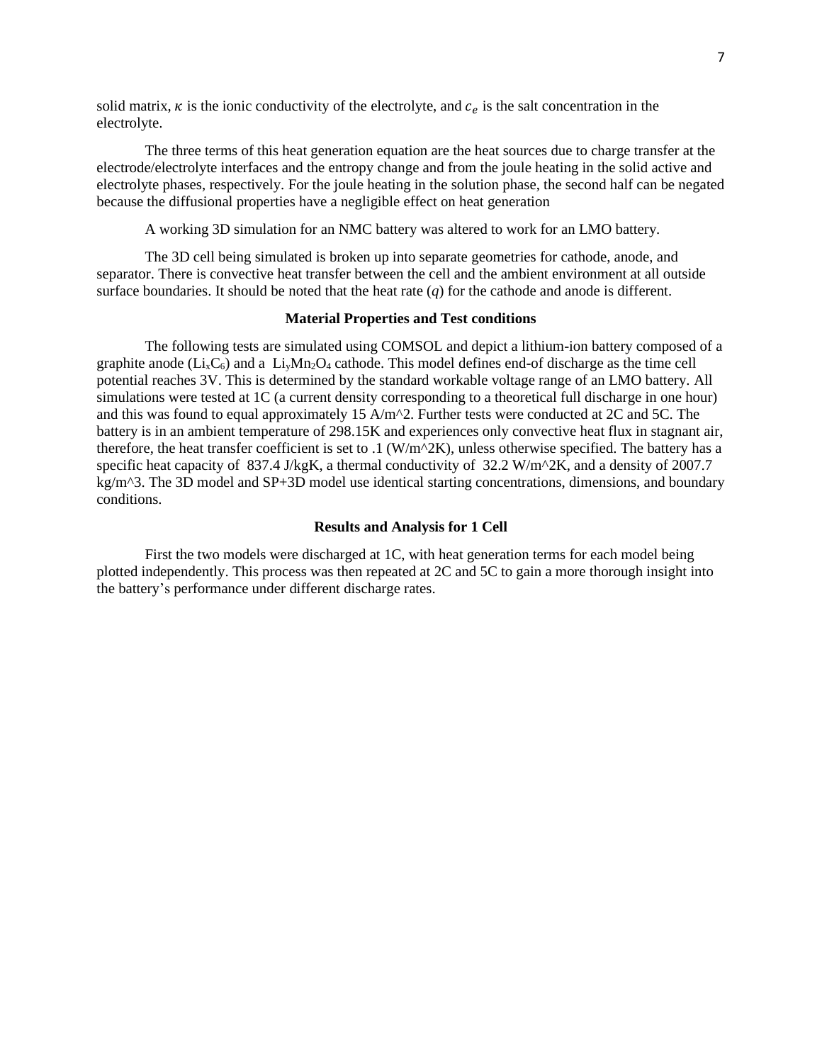solid matrix, $\kappa$ is the ionic conductivity of the electrolyte, and $c_e$ is the salt concentration in the electrolyte.

The three terms of this heat generation equation are the heat sources due to charge transfer at the electrode/electrolyte interfaces and the entropy change and from the joule heating in the solid active and electrolyte phases, respectively. For the joule heating in the solution phase, the second half can be negated because the diffusional properties have a negligible effect on heat generation

A working 3D simulation for an NMC battery was altered to work for an LMO battery.

The 3D cell being simulated is broken up into separate geometries for cathode, anode, and separator. There is convective heat transfer between the cell and the ambient environment at all outside surface boundaries. It should be noted that the heat rate ($q$) for the cathode and anode is different.

### Material Properties and Test conditions

The following tests are simulated using COMSOL and depict a lithium-ion battery composed of a graphite anode ($Li_xC_6$) and a $Li_yMn_2O_4$ cathode. This model defines end-of discharge as the time cell potential reaches 3V. This is determined by the standard workable voltage range of an LMO battery. All simulations were tested at 1C (a current density corresponding to a theoretical full discharge in one hour) and this was found to equal approximately 15 A/m^2. Further tests were conducted at 2C and 5C. The battery is in an ambient temperature of 298.15K and experiences only convective heat flux in stagnant air, therefore, the heat transfer coefficient is set to .1 (W/m^2K), unless otherwise specified. The battery has a specific heat capacity of 837.4 J/kgK, a thermal conductivity of 32.2 W/m^2K, and a density of 2007.7 kg/m^3. The 3D model and SP+3D model use identical starting concentrations, dimensions, and boundary conditions.

### Results and Analysis for 1 Cell

First the two models were discharged at 1C, with heat generation terms for each model being plotted independently. This process was then repeated at 2C and 5C to gain a more thorough insight into the battery's performance under different discharge rates.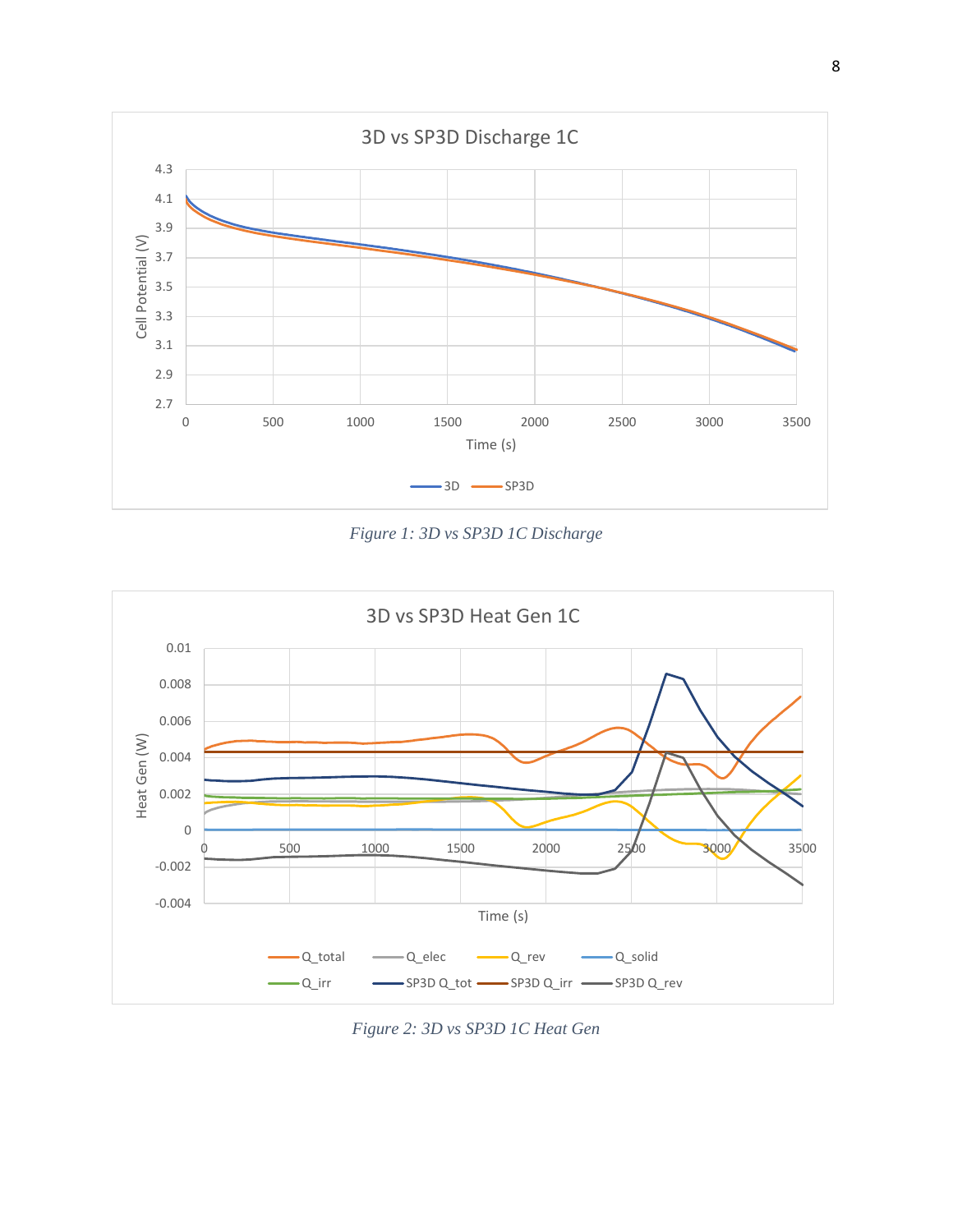*Figure 1: 3D vs SP3D 1C Discharge*

*Figure 2: 3D vs SP3D 1C Heat Gen*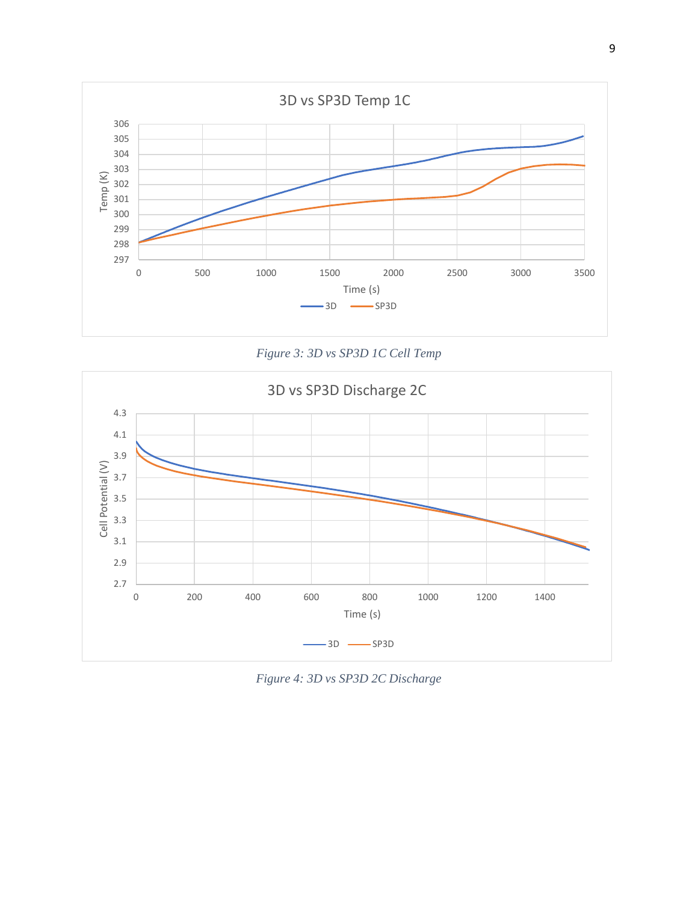*Figure 3: 3D vs SP3D 1C Cell Temp*

*Figure 4: 3D vs SP3D 2C Discharge*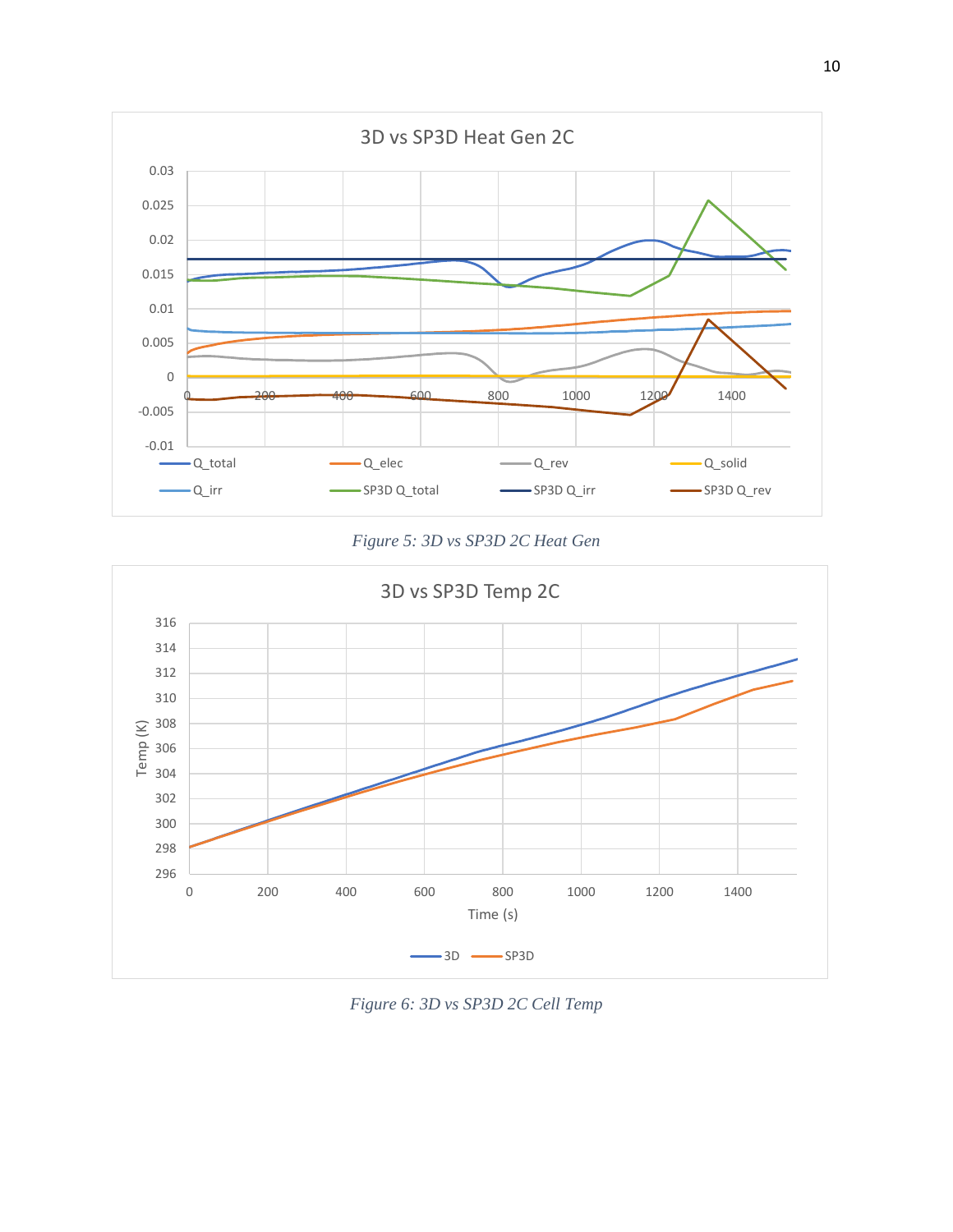Figure 5: 3D vs SP3D 2C Heat Gen

Figure 6: 3D vs SP3D 2C Cell Temp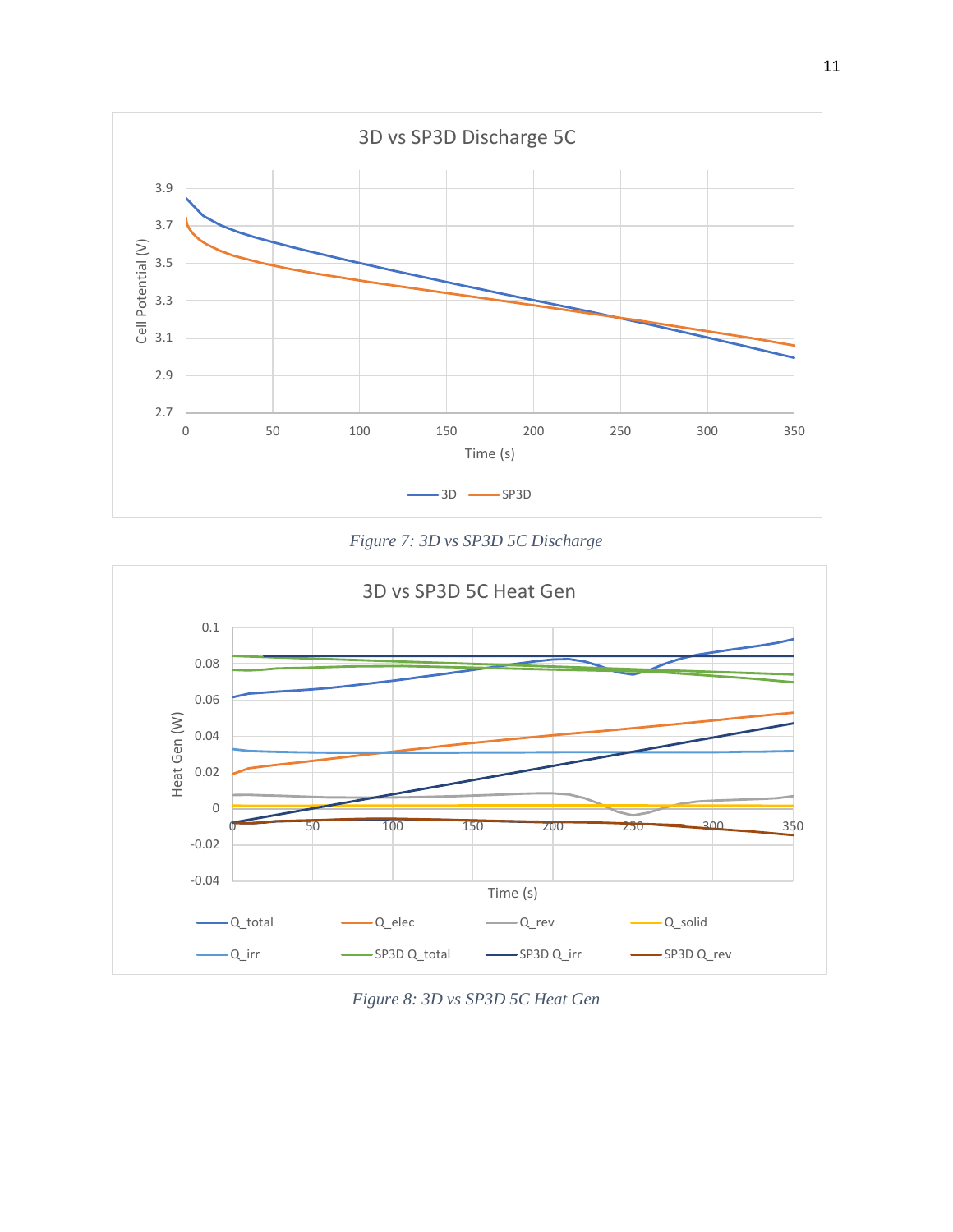Figure 7: 3D vs SP3D 5C Discharge

Figure 8: 3D vs SP3D 5C Heat Gen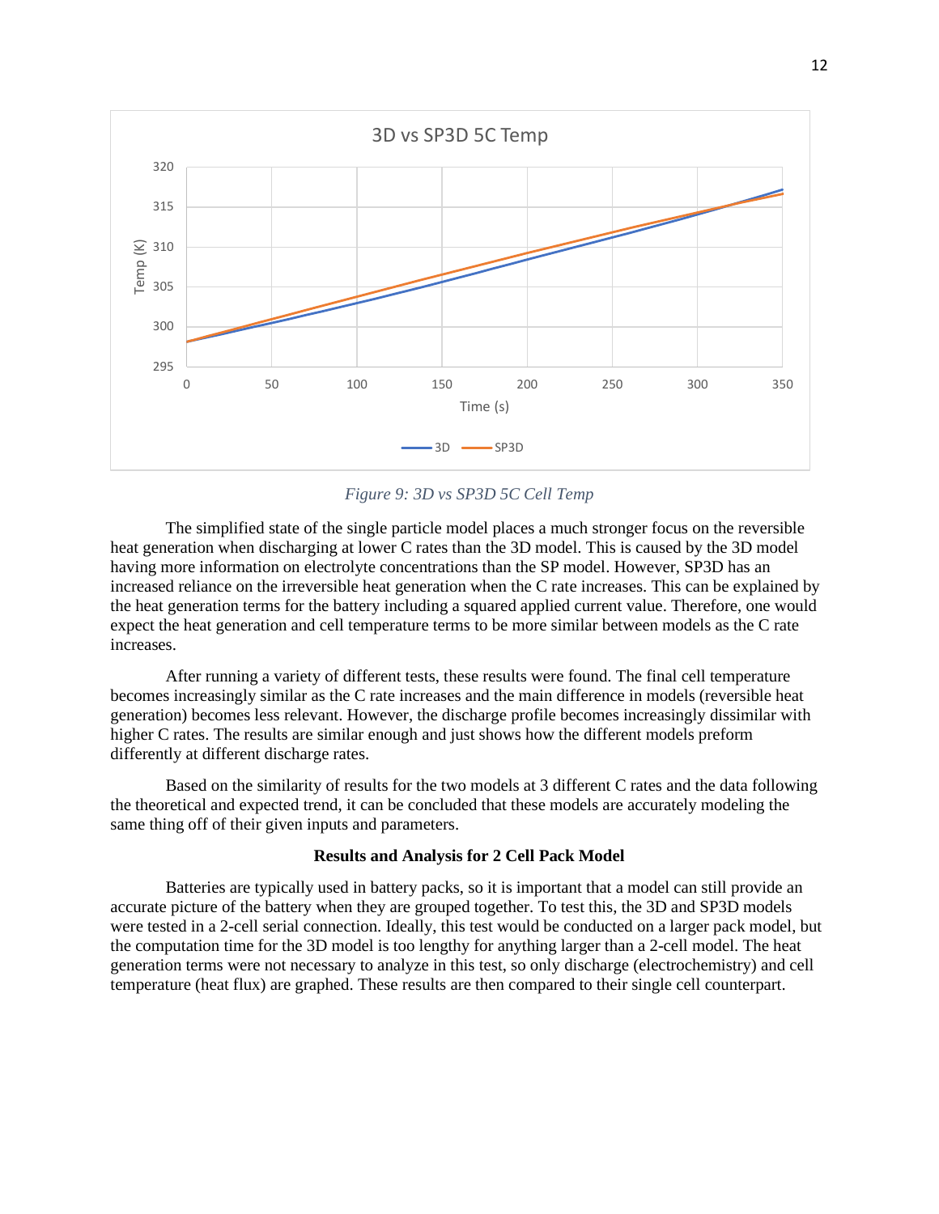*Figure 9: 3D vs SP3D 5C Cell Temp*

The simplified state of the single particle model places a much stronger focus on the reversible heat generation when discharging at lower C rates than the 3D model. This is caused by the 3D model having more information on electrolyte concentrations than the SP model. However, SP3D has an increased reliance on the irreversible heat generation when the C rate increases. This can be explained by the heat generation terms for the battery including a squared applied current value. Therefore, one would expect the heat generation and cell temperature terms to be more similar between models as the C rate increases.

After running a variety of different tests, these results were found. The final cell temperature becomes increasingly similar as the C rate increases and the main difference in models (reversible heat generation) becomes less relevant. However, the discharge profile becomes increasingly dissimilar with higher C rates. The results are similar enough and just shows how the different models preform differently at different discharge rates.

Based on the similarity of results for the two models at 3 different C rates and the data following the theoretical and expected trend, it can be concluded that these models are accurately modeling the same thing off of their given inputs and parameters.

**Results and Analysis for 2 Cell Pack Model**

Batteries are typically used in battery packs, so it is important that a model can still provide an accurate picture of the battery when they are grouped together. To test this, the 3D and SP3D models were tested in a 2-cell serial connection. Ideally, this test would be conducted on a larger pack model, but the computation time for the 3D model is too lengthy for anything larger than a 2-cell model. The heat generation terms were not necessary to analyze in this test, so only discharge (electrochemistry) and cell temperature (heat flux) are graphed. These results are then compared to their single cell counterpart.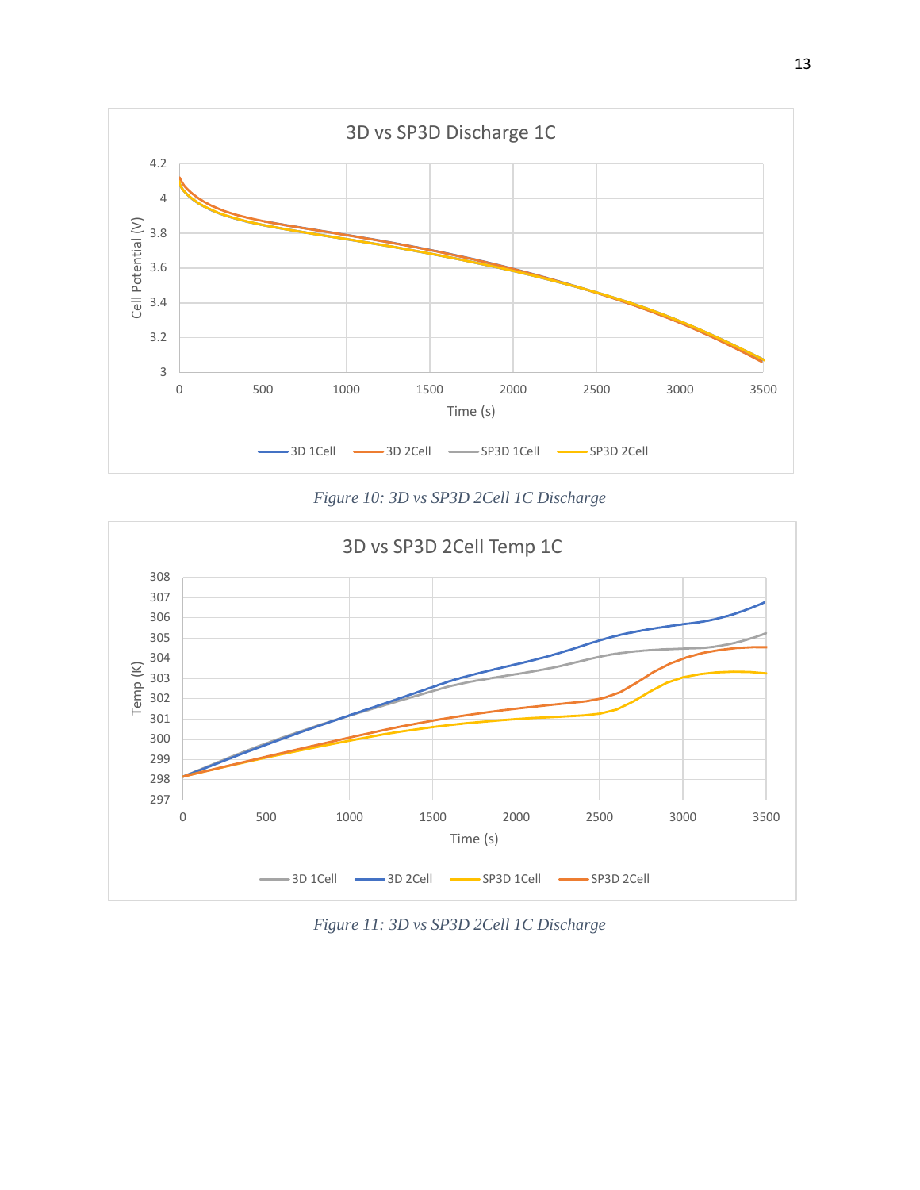Figure 10: 3D vs SP3D 2Cell 1C Discharge

Figure 11: 3D vs SP3D 2Cell 1C Discharge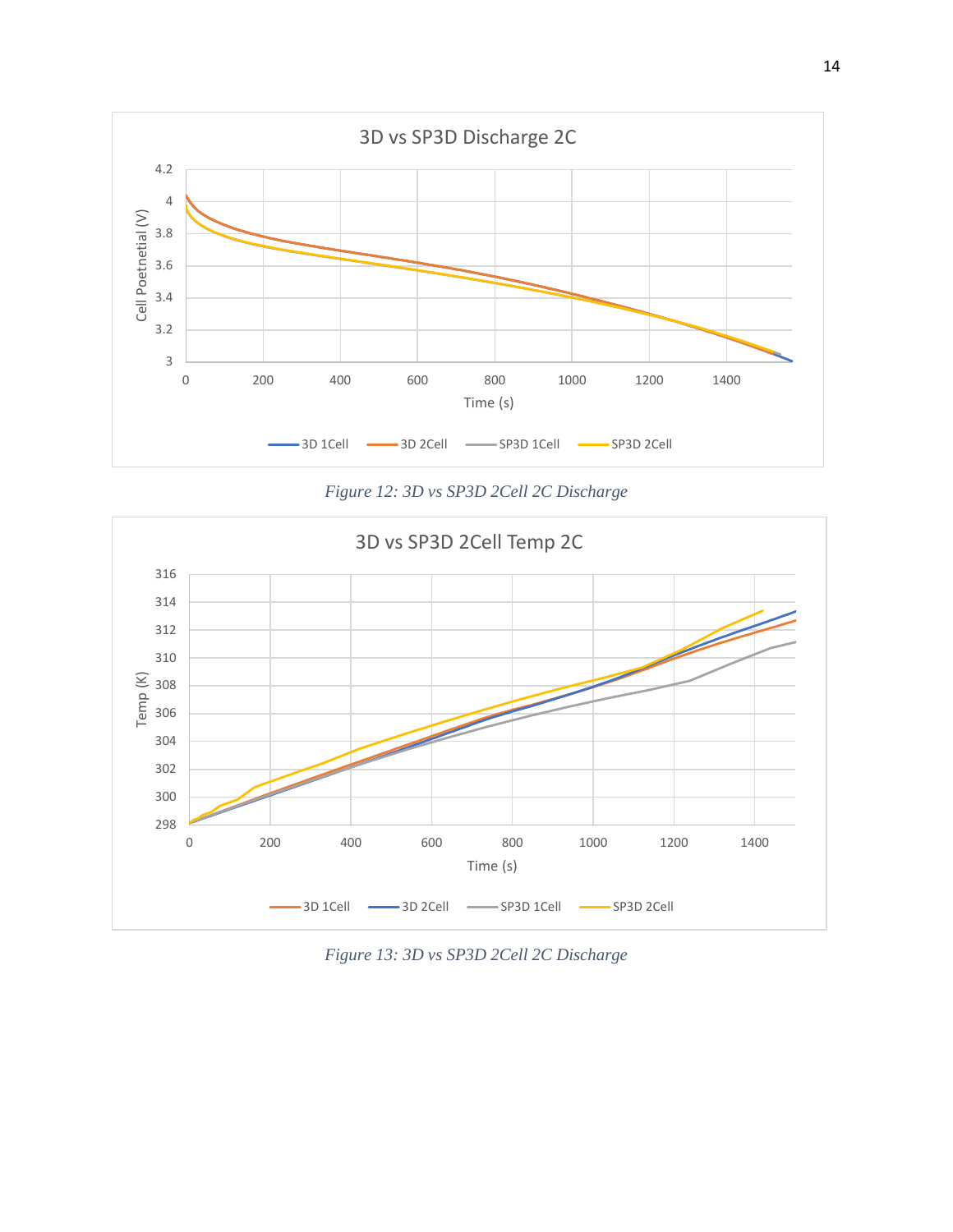Figure 12: 3D vs SP3D 2Cell 2C Discharge

Figure 13: 3D vs SP3D 2Cell 2C Discharge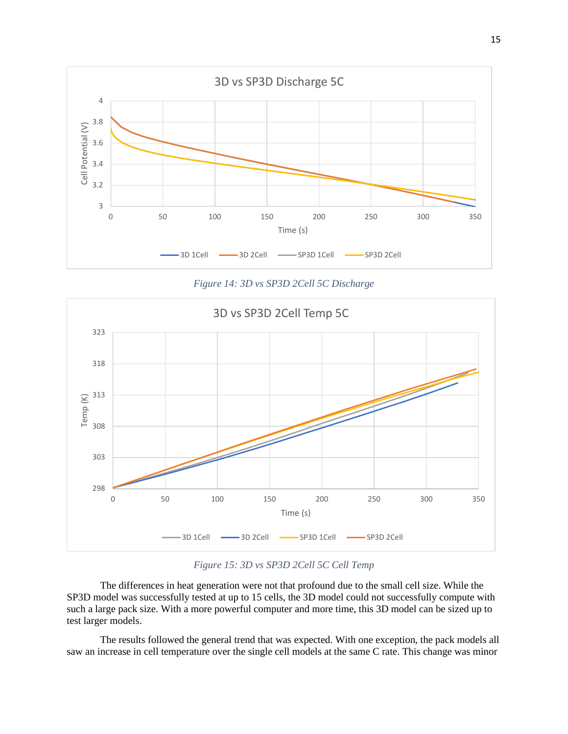*Figure 14: 3D vs SP3D 2Cell 5C Discharge*

*Figure 15: 3D vs SP3D 2Cell 5C Cell Temp*

The differences in heat generation were not that profound due to the small cell size. While the SP3D model was successfully tested at up to 15 cells, the 3D model could not successfully compute with such a large pack size. With a more powerful computer and more time, this 3D model can be sized up to test larger models.

The results followed the general trend that was expected. With one exception, the pack models all saw an increase in cell temperature over the single cell models at the same C rate. This change was minor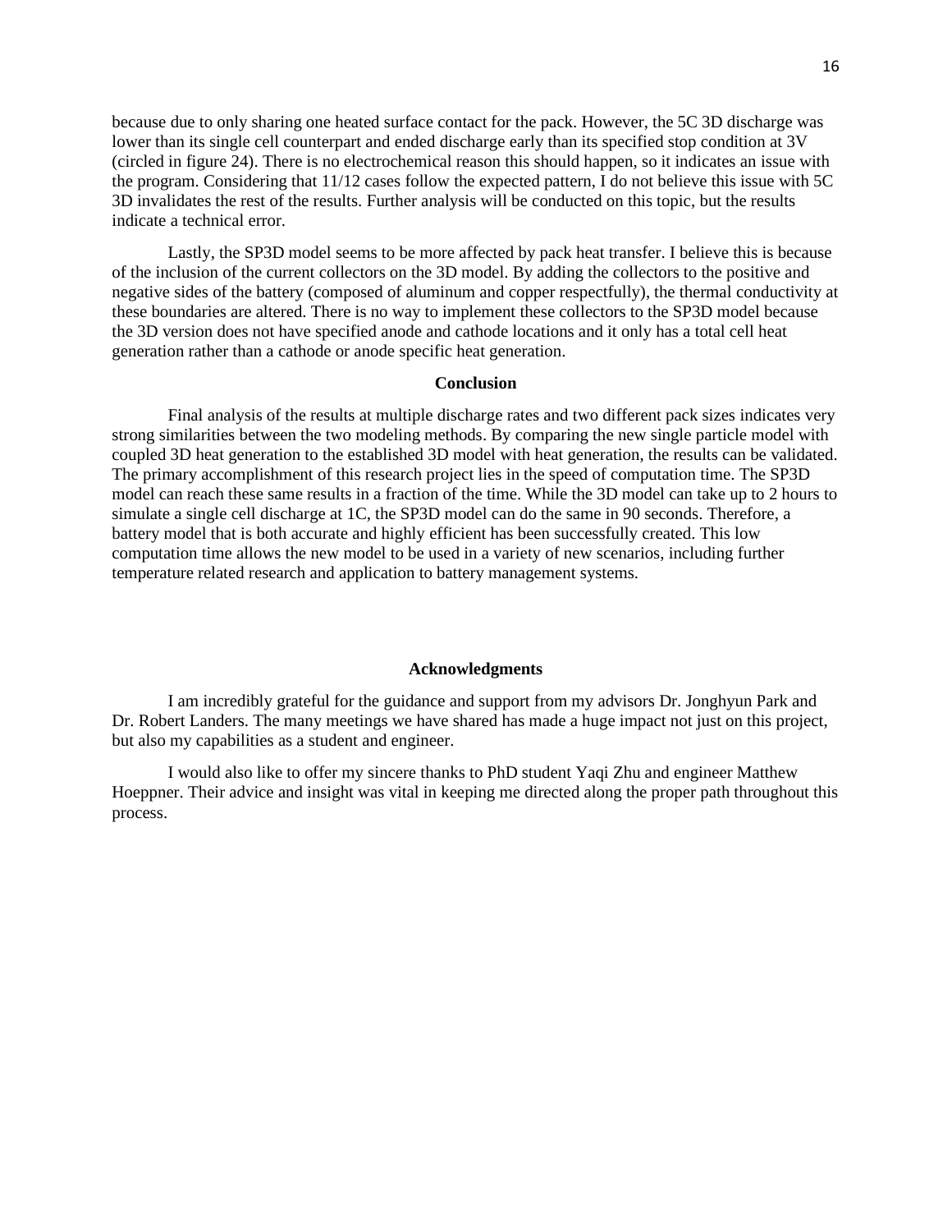because due to only sharing one heated surface contact for the pack. However, the 5C 3D discharge was lower than its single cell counterpart and ended discharge early than its specified stop condition at 3V (circled in figure 24). There is no electrochemical reason this should happen, so it indicates an issue with the program. Considering that 11/12 cases follow the expected pattern, I do not believe this issue with 5C 3D invalidates the rest of the results. Further analysis will be conducted on this topic, but the results indicate a technical error.

Lastly, the SP3D model seems to be more affected by pack heat transfer. I believe this is because of the inclusion of the current collectors on the 3D model. By adding the collectors to the positive and negative sides of the battery (composed of aluminum and copper respectfully), the thermal conductivity at these boundaries are altered. There is no way to implement these collectors to the SP3D model because the 3D version does not have specified anode and cathode locations and it only has a total cell heat generation rather than a cathode or anode specific heat generation.

## Conclusion

Final analysis of the results at multiple discharge rates and two different pack sizes indicates very strong similarities between the two modeling methods. By comparing the new single particle model with coupled 3D heat generation to the established 3D model with heat generation, the results can be validated. The primary accomplishment of this research project lies in the speed of computation time. The SP3D model can reach these same results in a fraction of the time. While the 3D model can take up to 2 hours to simulate a single cell discharge at 1C, the SP3D model can do the same in 90 seconds. Therefore, a battery model that is both accurate and highly efficient has been successfully created. This low computation time allows the new model to be used in a variety of new scenarios, including further temperature related research and application to battery management systems.

## Acknowledgments

I am incredibly grateful for the guidance and support from my advisors Dr. Jonghyun Park and Dr. Robert Landers. The many meetings we have shared has made a huge impact not just on this project, but also my capabilities as a student and engineer.

I would also like to offer my sincere thanks to PhD student Yaqi Zhu and engineer Matthew Hoeppner. Their advice and insight was vital in keeping me directed along the proper path throughout this process.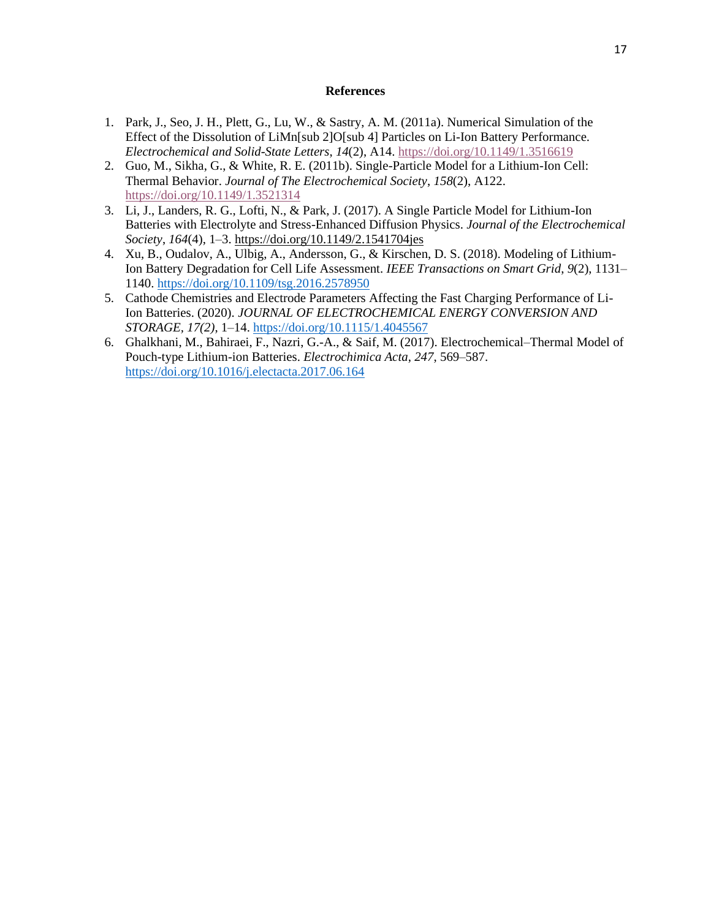**References**

1. Park, J., Seo, J. H., Plett, G., Lu, W., & Sastry, A. M. (2011a). Numerical Simulation of the Effect of the Dissolution of LiMn[sub 2]O[sub 4] Particles on Li-Ion Battery Performance. *Electrochemical and Solid-State Letters*, *14*(2), A14. https://doi.org/10.1149/1.3516619
2. Guo, M., Sikha, G., & White, R. E. (2011b). Single-Particle Model for a Lithium-Ion Cell: Thermal Behavior. *Journal of The Electrochemical Society*, *158*(2), A122. https://doi.org/10.1149/1.3521314
3. Li, J., Landers, R. G., Lofti, N., & Park, J. (2017). A Single Particle Model for Lithium-Ion Batteries with Electrolyte and Stress-Enhanced Diffusion Physics. *Journal of the Electrochemical Society*, *164*(4), 1–3. https://doi.org/10.1149/2.1541704jes
4. Xu, B., Oudalov, A., Ulbig, A., Andersson, G., & Kirschen, D. S. (2018). Modeling of Lithium-Ion Battery Degradation for Cell Life Assessment. *IEEE Transactions on Smart Grid*, *9*(2), 1131–1140. https://doi.org/10.1109/tsg.2016.2578950
5. Cathode Chemistries and Electrode Parameters Affecting the Fast Charging Performance of Li-Ion Batteries. (2020). *JOURNAL OF ELECTROCHEMICAL ENERGY CONVERSION AND STORAGE*, *17(2)*, 1–14. https://doi.org/10.1115/1.4045567
6. Ghalkhani, M., Bahiraei, F., Nazri, G.-A., & Saif, M. (2017). Electrochemical–Thermal Model of Pouch-type Lithium-ion Batteries. *Electrochimica Acta*, *247*, 569–587. https://doi.org/10.1016/j.electacta.2017.06.164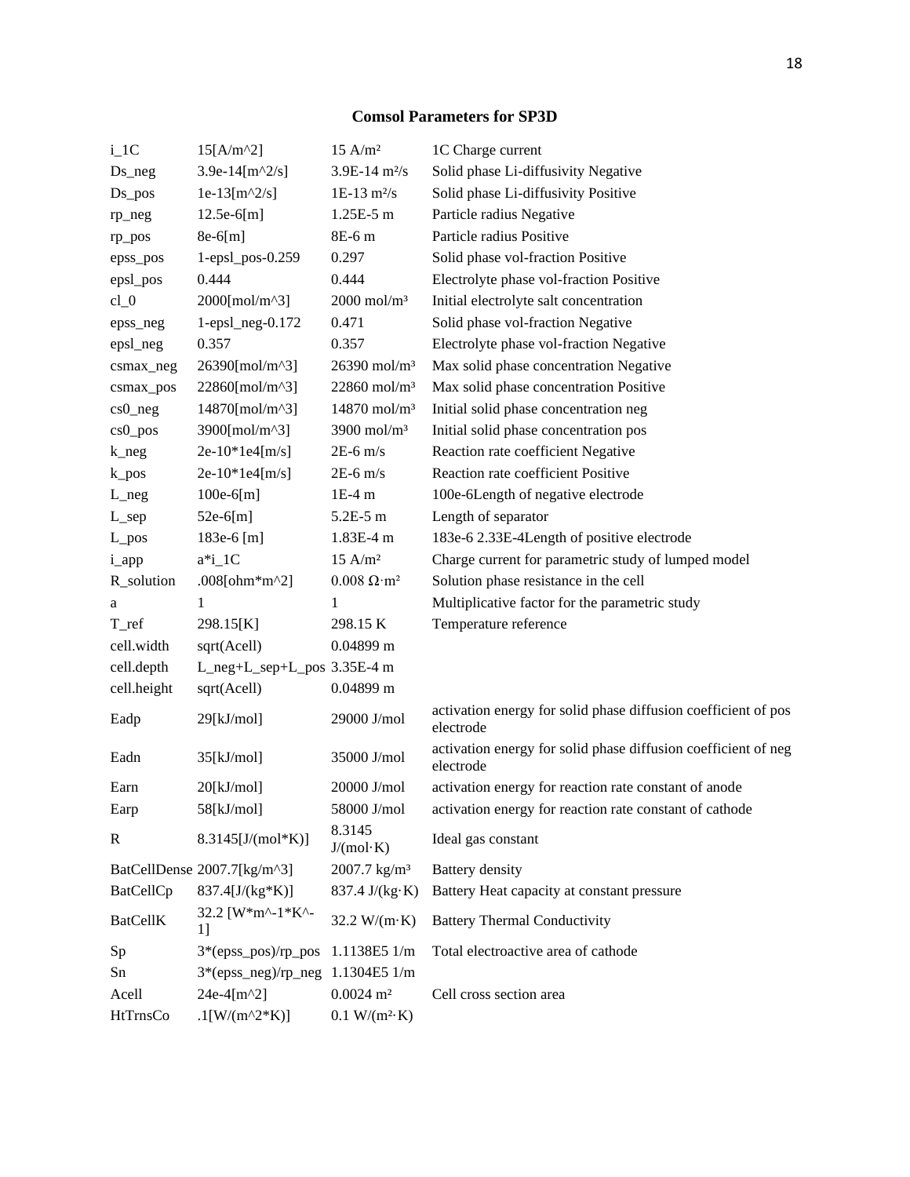**Comsol Parameters for SP3D**

| | | | |
|---|---|---|---|
| i_1C | 15[A/m^2] | 15 A/m² | 1C Charge current |
| Ds_neg | 3.9e-14[m^2/s] | 3.9E-14 m²/s | Solid phase Li-diffusivity Negative |
| Ds_pos | 1e-13[m^2/s] | 1E-13 m²/s | Solid phase Li-diffusivity Positive |
| rp_neg | 12.5e-6[m] | 1.25E-5 m | Particle radius Negative |
| rp_pos | 8e-6[m] | 8E-6 m | Particle radius Positive |
| epss_pos | 1-epsl_pos-0.259 | 0.297 | Solid phase vol-fraction Positive |
| epsl_pos | 0.444 | 0.444 | Electrolyte phase vol-fraction Positive |
| cl_0 | 2000[mol/m^3] | 2000 mol/m³ | Initial electrolyte salt concentration |
| epss_neg | 1-epsl_neg-0.172 | 0.471 | Solid phase vol-fraction Negative |
| epsl_neg | 0.357 | 0.357 | Electrolyte phase vol-fraction Negative |
| csmax_neg | 26390[mol/m^3] | 26390 mol/m³ | Max solid phase concentration Negative |
| csmax_pos | 22860[mol/m^3] | 22860 mol/m³ | Max solid phase concentration Positive |
| cs0_neg | 14870[mol/m^3] | 14870 mol/m³ | Initial solid phase concentration neg |
| cs0_pos | 3900[mol/m^3] | 3900 mol/m³ | Initial solid phase concentration pos |
| k_neg | 2e-10*1e4[m/s] | 2E-6 m/s | Reaction rate coefficient Negative |
| k_pos | 2e-10*1e4[m/s] | 2E-6 m/s | Reaction rate coefficient Positive |
| L_neg | 100e-6[m] | 1E-4 m | 100e-6Length of negative electrode |
| L_sep | 52e-6[m] | 5.2E-5 m | Length of separator |
| L_pos | 183e-6 [m] | 1.83E-4 m | 183e-6 2.33E-4Length of positive electrode |
| i_app | a*i_1C | 15 A/m² | Charge current for parametric study of lumped model |
| R_solution | .008[ohm*m^2] | 0.008 Ω·m² | Solution phase resistance in the cell |
| a | 1 | 1 | Multiplicative factor for the parametric study |
| T_ref | 298.15[K] | 298.15 K | Temperature reference |
| cell.width | sqrt(Acell) | 0.04899 m | |
| cell.depth | L_neg+L_sep+L_pos | 3.35E-4 m | |
| cell.height | sqrt(Acell) | 0.04899 m | |
| Eadp | 29[kJ/mol] | 29000 J/mol | activation energy for solid phase diffusion coefficient of pos electrode |
| Eadn | 35[kJ/mol] | 35000 J/mol | activation energy for solid phase diffusion coefficient of neg electrode |
| Earn | 20[kJ/mol] | 20000 J/mol | activation energy for reaction rate constant of anode |
| Earp | 58[kJ/mol] | 58000 J/mol | activation energy for reaction rate constant of cathode |
| R | 8.3145[J/(mol*K)] | 8.3145 J/(mol·K) | Ideal gas constant |
| BatCellDense | 2007.7[kg/m^3] | 2007.7 kg/m³ | Battery density |
| BatCellCp | 837.4[J/(kg*K)] | 837.4 J/(kg·K) | Battery Heat capacity at constant pressure |
| BatCellK | 32.2 [W*m^-1*K^-1] | 32.2 W/(m·K) | Battery Thermal Conductivity |
| Sp | 3*(epss_pos)/rp_pos | 1.1138E5 1/m | Total electroactive area of cathode |
| Sn | 3*(epss_neg)/rp_neg | 1.1304E5 1/m | |
| Acell | 24e-4[m^2] | 0.0024 m² | Cell cross section area |
| HtTrnsCo | .1[W/(m^2*K)] | 0.1 W/(m²·K) | |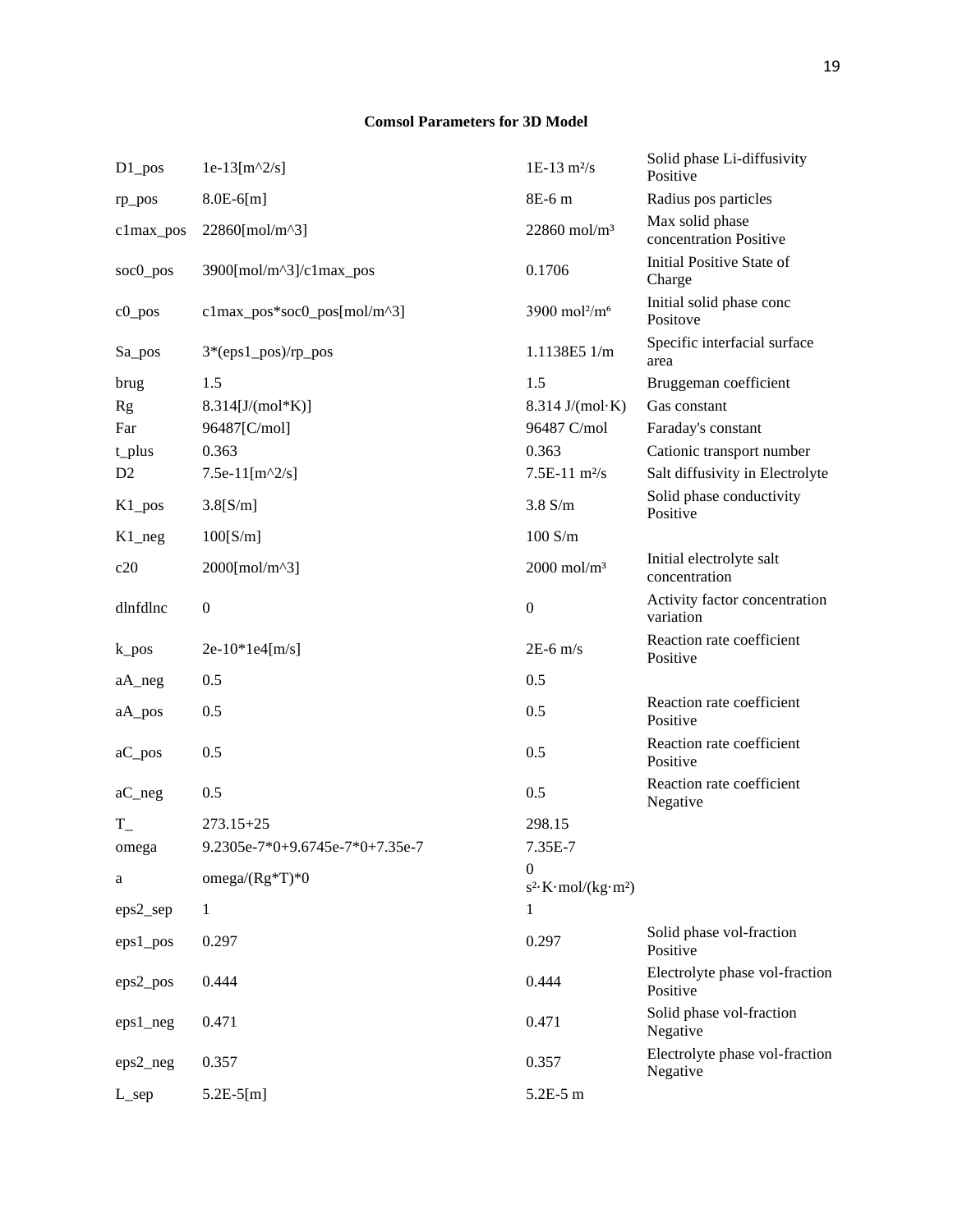**Comsol Parameters for 3D Model**

| | | | |
|---|---|---|---|
| D1_pos | 1e-13[m^2/s] | 1E-13 $m^2/s$ | Solid phase Li-diffusivity Positive |
| rp_pos | 8.0E-6[m] | 8E-6 m | Radius pos particles |
| c1max_pos | 22860[mol/m^3] | 22860 $mol/m^3$ | Max solid phase concentration Positive |
| soc0_pos | 3900[mol/m^3]/c1max_pos | 0.1706 | Initial Positive State of Charge |
| c0_pos | c1max_pos*soc0_pos[mol/m^3] | 3900 $mol^2/m^6$ | Initial solid phase conc Positove |
| Sa_pos | 3*(eps1_pos)/rp_pos | 1.1138E5 1/m | Specific interfacial surface area |
| brug | 1.5 | 1.5 | Bruggeman coefficient |
| Rg | 8.314[J/(mol*K)] | 8.314 J/(mol·K) | Gas constant |
| Far | 96487[C/mol] | 96487 C/mol | Faraday's constant |
| t_plus | 0.363 | 0.363 | Cationic transport number |
| D2 | 7.5e-11[m^2/s] | 7.5E-11 $m^2/s$ | Salt diffusivity in Electrolyte |
| K1_pos | 3.8[S/m] | 3.8 S/m | Solid phase conductivity Positive |
| K1_neg | 100[S/m] | 100 S/m | |
| c20 | 2000[mol/m^3] | 2000 $mol/m^3$ | Initial electrolyte salt concentration |
| dlnfdlnc | 0 | 0 | Activity factor concentration variation |
| k_pos | 2e-10*1e4[m/s] | 2E-6 m/s | Reaction rate coefficient Positive |
| aA_neg | 0.5 | 0.5 | |
| aA_pos | 0.5 | 0.5 | Reaction rate coefficient Positive |
| aC_pos | 0.5 | 0.5 | Reaction rate coefficient Positive |
| aC_neg | 0.5 | 0.5 | Reaction rate coefficient Negative |
| T_ | 273.15+25 | 298.15 | |
| omega | 9.2305e-7*0+9.6745e-7*0+7.35e-7 | 7.35E-7 | |
| a | omega/(Rg*T)*0 | 0 $s^2 \cdot K \cdot mol/(kg \cdot m^2)$ | |
| eps2_sep | 1 | 1 | |
| eps1_pos | 0.297 | 0.297 | Solid phase vol-fraction Positive |
| eps2_pos | 0.444 | 0.444 | Electrolyte phase vol-fraction Positive |
| eps1_neg | 0.471 | 0.471 | Solid phase vol-fraction Negative |
| eps2_neg | 0.357 | 0.357 | Electrolyte phase vol-fraction Negative |
| L_sep | 5.2E-5[m] | 5.2E-5 m | |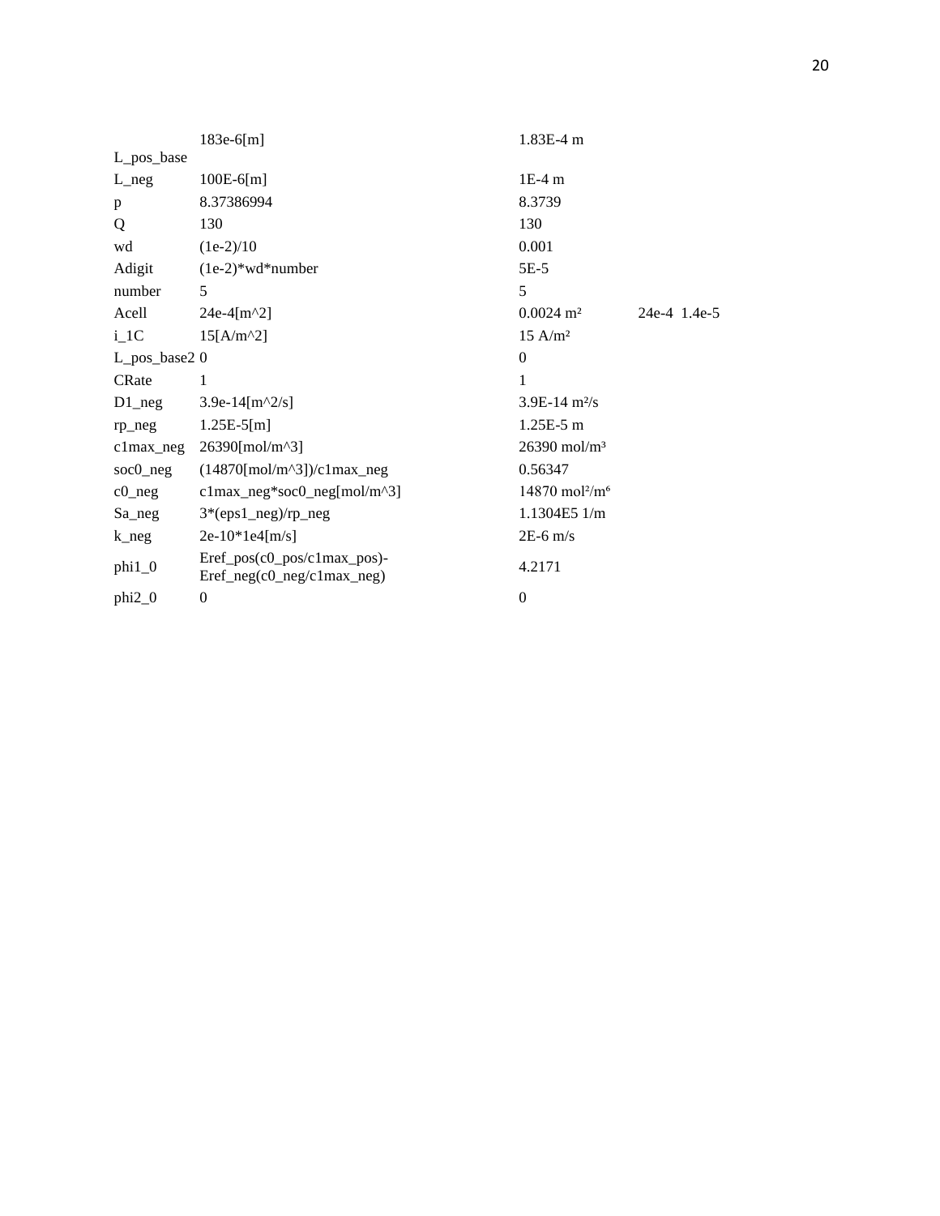| | | | |
|---|---|---|---|
| L_pos_base | 183e-6[m] | 1.83E-4 m | |
| L_neg | 100E-6[m] | 1E-4 m | |
| p | 8.37386994 | 8.3739 | |
| Q | 130 | 130 | |
| wd | (1e-2)/10 | 0.001 | |
| Adigit | (1e-2)*wd*number | 5E-5 | |
| number | 5 | 5 | |
| Acell | 24e-4[m^2] | 0.0024 m² | 24e-4 1.4e-5 |
| i_1C | 15[A/m^2] | 15 A/m² | |
| L_pos_base2 | 0 | 0 | |
| CRate | 1 | 1 | |
| D1_neg | 3.9e-14[m^2/s] | 3.9E-14 m²/s | |
| rp_neg | 1.25E-5[m] | 1.25E-5 m | |
| c1max_neg | 26390[mol/m^3] | 26390 mol/m³ | |
| soc0_neg | (14870[mol/m^3])/c1max_neg | 0.56347 | |
| c0_neg | c1max_neg*soc0_neg[mol/m^3] | 14870 mol²/m⁶ | |
| Sa_neg | 3*(eps1_neg)/rp_neg | 1.1304E5 1/m | |
| k_neg | 2e-10*1e4[m/s] | 2E-6 m/s | |
| phi1_0 | Eref_pos(c0_pos/c1max_pos)-Eref_neg(c0_neg/c1max_neg) | 4.2171 | |
| phi2_0 | 0 | 0 | |